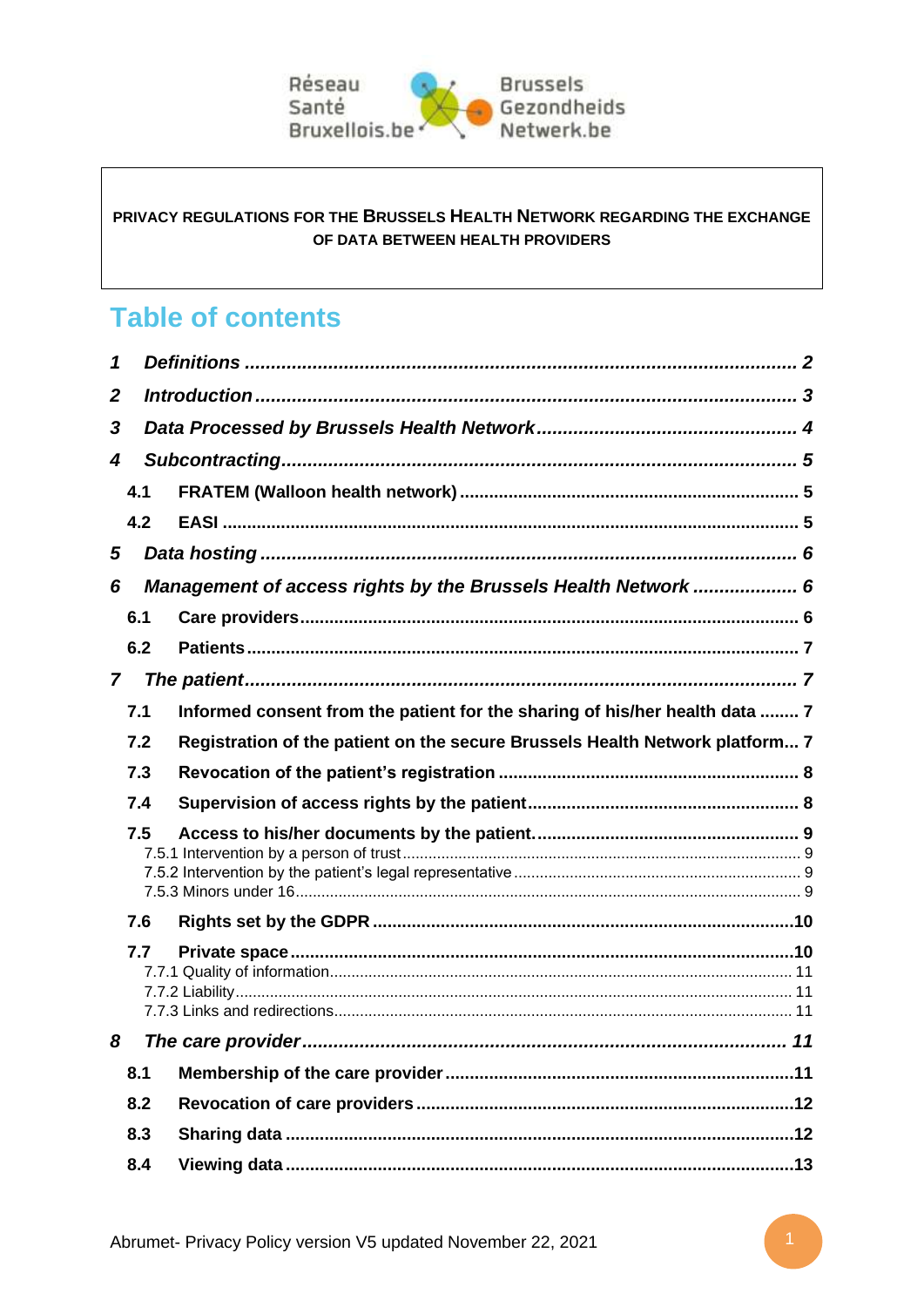Réseau Santé Bruxellois.be — Brussels Gezondheids Netwerk.be

**PRIVACY REGULATIONS FOR THE BRUSSELS HEALTH NETWORK REGARDING THE EXCHANGE OF DATA BETWEEN HEALTH PROVIDERS**

## Table of contents

1 *Definitions* ........ 2
2 *Introduction* ........ 3
3 *Data Processed by Brussels Health Network* ........ 4
4 *Subcontracting* ........ 5
 4.1 FRATEM (Walloon health network) ........ 5
 4.2 EASI ........ 5
5 *Data hosting* ........ 6
6 *Management of access rights by the Brussels Health Network* ........ 6
 6.1 Care providers ........ 6
 6.2 Patients ........ 7
7 *The patient* ........ 7
 7.1 Informed consent from the patient for the sharing of his/her health data ........ 7
 7.2 Registration of the patient on the secure Brussels Health Network platform ........ 7
 7.3 Revocation of the patient's registration ........ 8
 7.4 Supervision of access rights by the patient ........ 8
 7.5 Access to his/her documents by the patient. ........ 9
  7.5.1 Intervention by a person of trust ........ 9
  7.5.2 Intervention by the patient's legal representative ........ 9
  7.5.3 Minors under 16 ........ 9
 7.6 Rights set by the GDPR ........ 10
 7.7 Private space ........ 10
  7.7.1 Quality of information ........ 11
  7.7.2 Liability ........ 11
  7.7.3 Links and redirections ........ 11
8 *The care provider* ........ 11
 8.1 Membership of the care provider ........ 11
 8.2 Revocation of care providers ........ 12
 8.3 Sharing data ........ 12
 8.4 Viewing data ........ 13

Abrumet- Privacy Policy version V5 updated November 22, 2021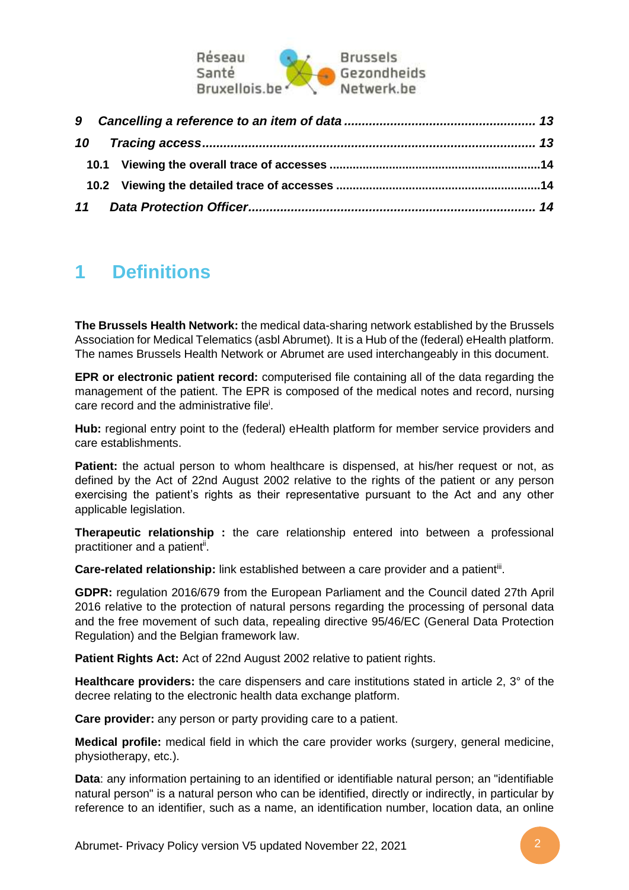*9 Cancelling a reference to an item of data ...................................................... 13*

*10 Tracing access........................................................................................... 13*

**10.1 Viewing the overall trace of accesses ...............................................................14**

**10.2 Viewing the detailed trace of accesses .............................................................14**

*11 Data Protection Officer.................................................................................. 14*

# 1 Definitions

**The Brussels Health Network:** the medical data-sharing network established by the Brussels Association for Medical Telematics (asbl Abrumet). It is a Hub of the (federal) eHealth platform. The names Brussels Health Network or Abrumet are used interchangeably in this document.

**EPR or electronic patient record:** computerised file containing all of the data regarding the management of the patient. The EPR is composed of the medical notes and record, nursing care record and the administrative file[i].

**Hub:** regional entry point to the (federal) eHealth platform for member service providers and care establishments.

**Patient:** the actual person to whom healthcare is dispensed, at his/her request or not, as defined by the Act of 22nd August 2002 relative to the rights of the patient or any person exercising the patient's rights as their representative pursuant to the Act and any other applicable legislation.

**Therapeutic relationship :** the care relationship entered into between a professional practitioner and a patient[ii].

**Care-related relationship:** link established between a care provider and a patient[iii].

**GDPR:** regulation 2016/679 from the European Parliament and the Council dated 27th April 2016 relative to the protection of natural persons regarding the processing of personal data and the free movement of such data, repealing directive 95/46/EC (General Data Protection Regulation) and the Belgian framework law.

**Patient Rights Act:** Act of 22nd August 2002 relative to patient rights.

**Healthcare providers:** the care dispensers and care institutions stated in article 2, 3° of the decree relating to the electronic health data exchange platform.

**Care provider:** any person or party providing care to a patient.

**Medical profile:** medical field in which the care provider works (surgery, general medicine, physiotherapy, etc.).

**Data**: any information pertaining to an identified or identifiable natural person; an "identifiable natural person" is a natural person who can be identified, directly or indirectly, in particular by reference to an identifier, such as a name, an identification number, location data, an online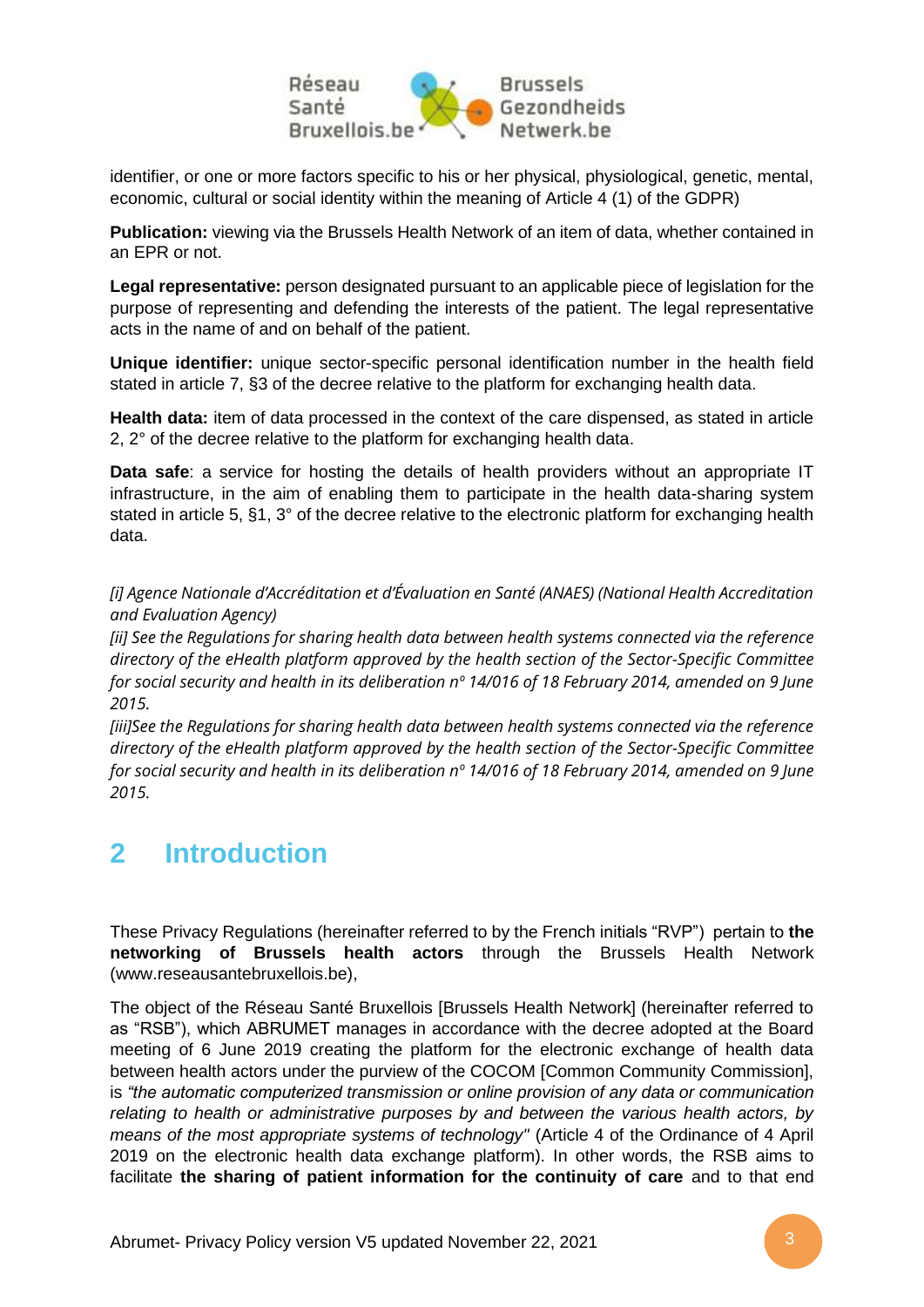identifier, or one or more factors specific to his or her physical, physiological, genetic, mental, economic, cultural or social identity within the meaning of Article 4 (1) of the GDPR)

**Publication:** viewing via the Brussels Health Network of an item of data, whether contained in an EPR or not.

**Legal representative:** person designated pursuant to an applicable piece of legislation for the purpose of representing and defending the interests of the patient. The legal representative acts in the name of and on behalf of the patient.

**Unique identifier:** unique sector-specific personal identification number in the health field stated in article 7, §3 of the decree relative to the platform for exchanging health data.

**Health data:** item of data processed in the context of the care dispensed, as stated in article 2, 2° of the decree relative to the platform for exchanging health data.

**Data safe**: a service for hosting the details of health providers without an appropriate IT infrastructure, in the aim of enabling them to participate in the health data-sharing system stated in article 5, §1, 3° of the decree relative to the electronic platform for exchanging health data.

*[i] Agence Nationale d'Accréditation et d'Évaluation en Santé (ANAES) (National Health Accreditation and Evaluation Agency)*

*[ii] See the Regulations for sharing health data between health systems connected via the reference directory of the eHealth platform approved by the health section of the Sector-Specific Committee for social security and health in its deliberation n° 14/016 of 18 February 2014, amended on 9 June 2015.*

*[iii]See the Regulations for sharing health data between health systems connected via the reference directory of the eHealth platform approved by the health section of the Sector-Specific Committee for social security and health in its deliberation n° 14/016 of 18 February 2014, amended on 9 June 2015.*

# 2 Introduction

These Privacy Regulations (hereinafter referred to by the French initials "RVP") pertain to **the networking of Brussels health actors** through the Brussels Health Network (www.reseausantebruxellois.be),

The object of the Réseau Santé Bruxellois [Brussels Health Network] (hereinafter referred to as "RSB"), which ABRUMET manages in accordance with the decree adopted at the Board meeting of 6 June 2019 creating the platform for the electronic exchange of health data between health actors under the purview of the COCOM [Common Community Commission], is *"the automatic computerized transmission or online provision of any data or communication relating to health or administrative purposes by and between the various health actors, by means of the most appropriate systems of technology"* (Article 4 of the Ordinance of 4 April 2019 on the electronic health data exchange platform). In other words, the RSB aims to facilitate **the sharing of patient information for the continuity of care** and to that end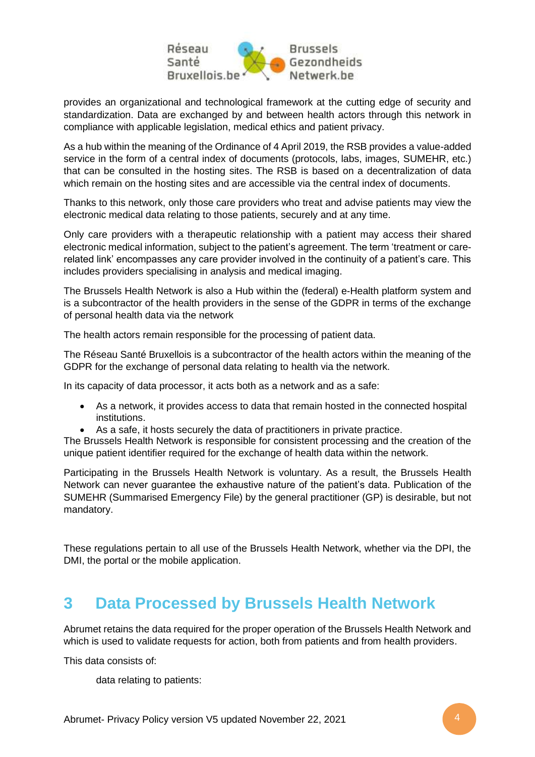provides an organizational and technological framework at the cutting edge of security and standardization. Data are exchanged by and between health actors through this network in compliance with applicable legislation, medical ethics and patient privacy.

As a hub within the meaning of the Ordinance of 4 April 2019, the RSB provides a value-added service in the form of a central index of documents (protocols, labs, images, SUMEHR, etc.) that can be consulted in the hosting sites. The RSB is based on a decentralization of data which remain on the hosting sites and are accessible via the central index of documents.

Thanks to this network, only those care providers who treat and advise patients may view the electronic medical data relating to those patients, securely and at any time.

Only care providers with a therapeutic relationship with a patient may access their shared electronic medical information, subject to the patient's agreement. The term 'treatment or care-related link' encompasses any care provider involved in the continuity of a patient's care. This includes providers specialising in analysis and medical imaging.

The Brussels Health Network is also a Hub within the (federal) e-Health platform system and is a subcontractor of the health providers in the sense of the GDPR in terms of the exchange of personal health data via the network

The health actors remain responsible for the processing of patient data.

The Réseau Santé Bruxellois is a subcontractor of the health actors within the meaning of the GDPR for the exchange of personal data relating to health via the network.

In its capacity of data processor, it acts both as a network and as a safe:

- As a network, it provides access to data that remain hosted in the connected hospital institutions.
- As a safe, it hosts securely the data of practitioners in private practice.

The Brussels Health Network is responsible for consistent processing and the creation of the unique patient identifier required for the exchange of health data within the network.

Participating in the Brussels Health Network is voluntary. As a result, the Brussels Health Network can never guarantee the exhaustive nature of the patient's data. Publication of the SUMEHR (Summarised Emergency File) by the general practitioner (GP) is desirable, but not mandatory.

These regulations pertain to all use of the Brussels Health Network, whether via the DPI, the DMI, the portal or the mobile application.

# 3 Data Processed by Brussels Health Network

Abrumet retains the data required for the proper operation of the Brussels Health Network and which is used to validate requests for action, both from patients and from health providers.

This data consists of:

data relating to patients: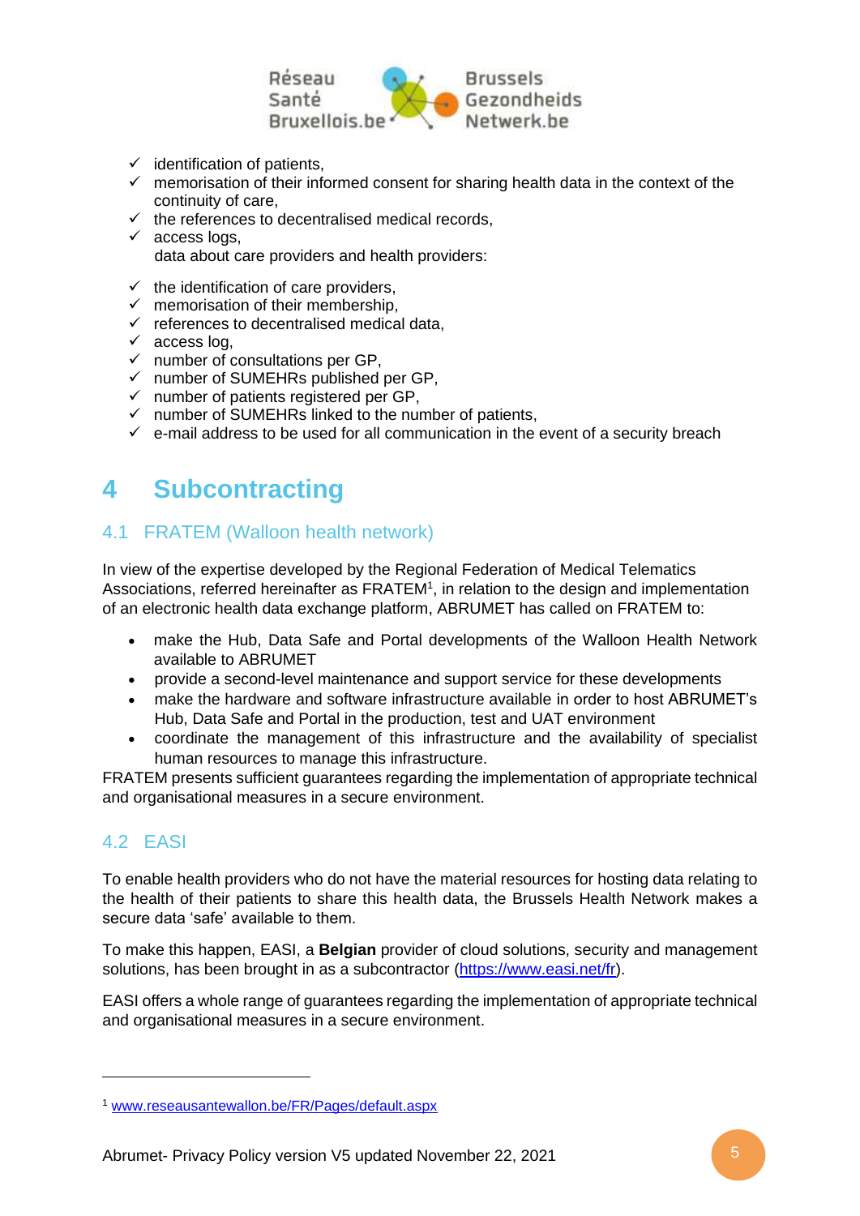- ✓ identification of patients,
- ✓ memorisation of their informed consent for sharing health data in the context of the continuity of care,
- ✓ the references to decentralised medical records,
- ✓ access logs,

data about care providers and health providers:

- ✓ the identification of care providers,
- ✓ memorisation of their membership,
- ✓ references to decentralised medical data,
- ✓ access log,
- ✓ number of consultations per GP,
- ✓ number of SUMEHRs published per GP,
- ✓ number of patients registered per GP,
- ✓ number of SUMEHRs linked to the number of patients,
- ✓ e-mail address to be used for all communication in the event of a security breach

# 4 Subcontracting

## 4.1 FRATEM (Walloon health network)

In view of the expertise developed by the Regional Federation of Medical Telematics Associations, referred hereinafter as FRATEM[1], in relation to the design and implementation of an electronic health data exchange platform, ABRUMET has called on FRATEM to:

- make the Hub, Data Safe and Portal developments of the Walloon Health Network available to ABRUMET
- provide a second-level maintenance and support service for these developments
- make the hardware and software infrastructure available in order to host ABRUMET's Hub, Data Safe and Portal in the production, test and UAT environment
- coordinate the management of this infrastructure and the availability of specialist human resources to manage this infrastructure.

FRATEM presents sufficient guarantees regarding the implementation of appropriate technical and organisational measures in a secure environment.

## 4.2 EASI

To enable health providers who do not have the material resources for hosting data relating to the health of their patients to share this health data, the Brussels Health Network makes a secure data 'safe' available to them.

To make this happen, EASI, a **Belgian** provider of cloud solutions, security and management solutions, has been brought in as a subcontractor (https://www.easi.net/fr).

EASI offers a whole range of guarantees regarding the implementation of appropriate technical and organisational measures in a secure environment.

---

[1] www.reseausantewallon.be/FR/Pages/default.aspx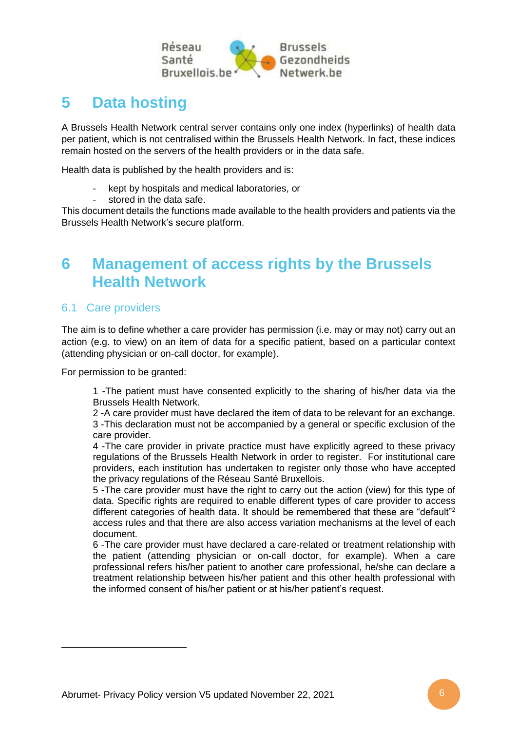# 5 Data hosting

A Brussels Health Network central server contains only one index (hyperlinks) of health data per patient, which is not centralised within the Brussels Health Network. In fact, these indices remain hosted on the servers of the health providers or in the data safe.

Health data is published by the health providers and is:

- kept by hospitals and medical laboratories, or
- stored in the data safe.

This document details the functions made available to the health providers and patients via the Brussels Health Network's secure platform.

# 6 Management of access rights by the Brussels Health Network

## 6.1 Care providers

The aim is to define whether a care provider has permission (i.e. may or may not) carry out an action (e.g. to view) on an item of data for a specific patient, based on a particular context (attending physician or on-call doctor, for example).

For permission to be granted:

1 -The patient must have consented explicitly to the sharing of his/her data via the Brussels Health Network.
2 -A care provider must have declared the item of data to be relevant for an exchange.
3 -This declaration must not be accompanied by a general or specific exclusion of the care provider.
4 -The care provider in private practice must have explicitly agreed to these privacy regulations of the Brussels Health Network in order to register. For institutional care providers, each institution has undertaken to register only those who have accepted the privacy regulations of the Réseau Santé Bruxellois.
5 -The care provider must have the right to carry out the action (view) for this type of data. Specific rights are required to enable different types of care provider to access different categories of health data. It should be remembered that these are "default"[2] access rules and that there are also access variation mechanisms at the level of each document.
6 -The care provider must have declared a care-related or treatment relationship with the patient (attending physician or on-call doctor, for example). When a care professional refers his/her patient to another care professional, he/she can declare a treatment relationship between his/her patient and this other health professional with the informed consent of his/her patient or at his/her patient's request.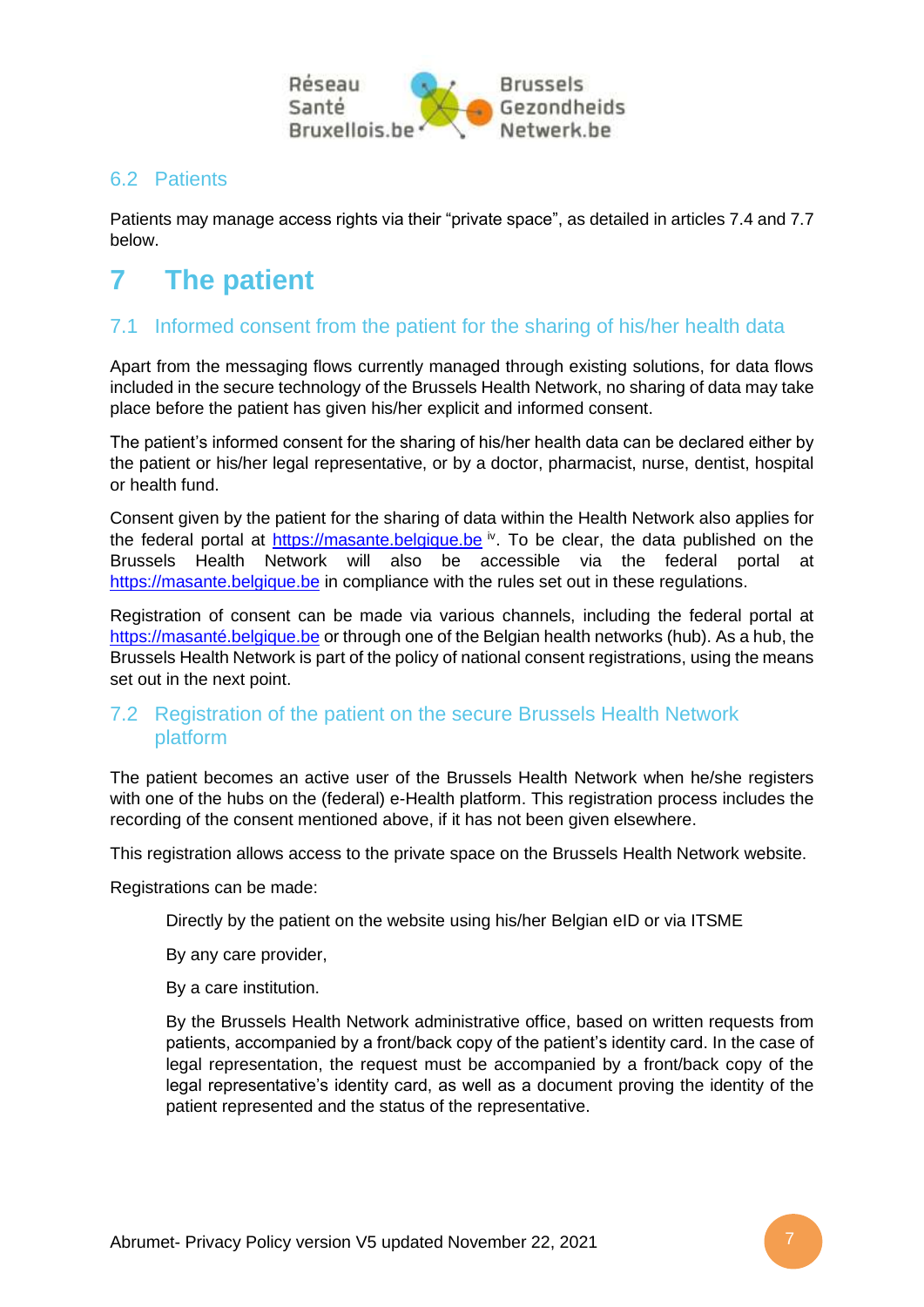## 6.2 Patients

Patients may manage access rights via their “private space”, as detailed in articles 7.4 and 7.7 below.

# 7 The patient

## 7.1 Informed consent from the patient for the sharing of his/her health data

Apart from the messaging flows currently managed through existing solutions, for data flows included in the secure technology of the Brussels Health Network, no sharing of data may take place before the patient has given his/her explicit and informed consent.

The patient’s informed consent for the sharing of his/her health data can be declared either by the patient or his/her legal representative, or by a doctor, pharmacist, nurse, dentist, hospital or health fund.

Consent given by the patient for the sharing of data within the Health Network also applies for the federal portal at https://masante.belgique.be [iv]. To be clear, the data published on the Brussels Health Network will also be accessible via the federal portal at https://masante.belgique.be in compliance with the rules set out in these regulations.

Registration of consent can be made via various channels, including the federal portal at https://masanté.belgique.be or through one of the Belgian health networks (hub). As a hub, the Brussels Health Network is part of the policy of national consent registrations, using the means set out in the next point.

## 7.2 Registration of the patient on the secure Brussels Health Network platform

The patient becomes an active user of the Brussels Health Network when he/she registers with one of the hubs on the (federal) e-Health platform. This registration process includes the recording of the consent mentioned above, if it has not been given elsewhere.

This registration allows access to the private space on the Brussels Health Network website.

Registrations can be made:

- Directly by the patient on the website using his/her Belgian eID or via ITSME
- By any care provider,
- By a care institution.
- By the Brussels Health Network administrative office, based on written requests from patients, accompanied by a front/back copy of the patient’s identity card. In the case of legal representation, the request must be accompanied by a front/back copy of the legal representative’s identity card, as well as a document proving the identity of the patient represented and the status of the representative.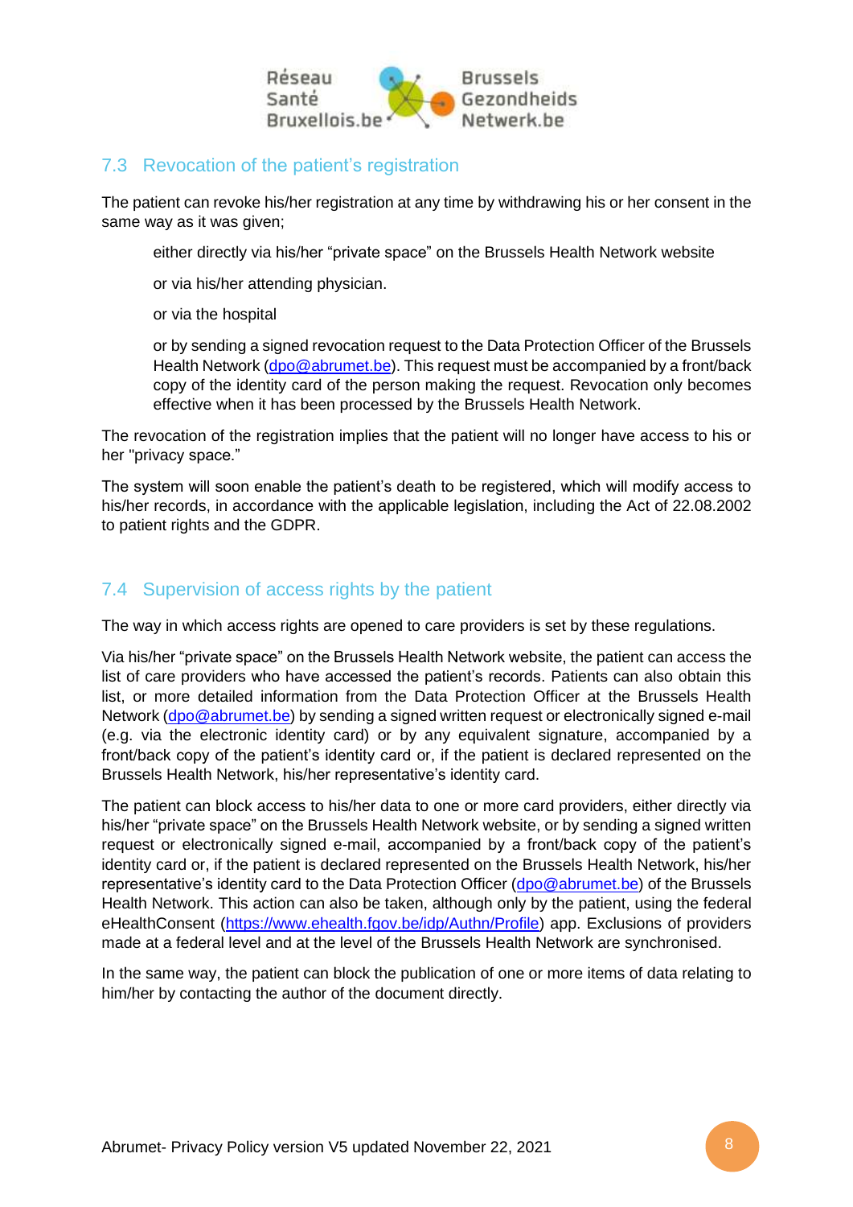## 7.3 Revocation of the patient's registration

The patient can revoke his/her registration at any time by withdrawing his or her consent in the same way as it was given;

either directly via his/her "private space" on the Brussels Health Network website

or via his/her attending physician.

or via the hospital

or by sending a signed revocation request to the Data Protection Officer of the Brussels Health Network (dpo@abrumet.be). This request must be accompanied by a front/back copy of the identity card of the person making the request. Revocation only becomes effective when it has been processed by the Brussels Health Network.

The revocation of the registration implies that the patient will no longer have access to his or her "privacy space."

The system will soon enable the patient's death to be registered, which will modify access to his/her records, in accordance with the applicable legislation, including the Act of 22.08.2002 to patient rights and the GDPR.

## 7.4 Supervision of access rights by the patient

The way in which access rights are opened to care providers is set by these regulations.

Via his/her "private space" on the Brussels Health Network website, the patient can access the list of care providers who have accessed the patient's records. Patients can also obtain this list, or more detailed information from the Data Protection Officer at the Brussels Health Network (dpo@abrumet.be) by sending a signed written request or electronically signed e-mail (e.g. via the electronic identity card) or by any equivalent signature, accompanied by a front/back copy of the patient's identity card or, if the patient is declared represented on the Brussels Health Network, his/her representative's identity card.

The patient can block access to his/her data to one or more card providers, either directly via his/her "private space" on the Brussels Health Network website, or by sending a signed written request or electronically signed e-mail, accompanied by a front/back copy of the patient's identity card or, if the patient is declared represented on the Brussels Health Network, his/her representative's identity card to the Data Protection Officer (dpo@abrumet.be) of the Brussels Health Network. This action can also be taken, although only by the patient, using the federal eHealthConsent (https://www.ehealth.fgov.be/idp/Authn/Profile) app. Exclusions of providers made at a federal level and at the level of the Brussels Health Network are synchronised.

In the same way, the patient can block the publication of one or more items of data relating to him/her by contacting the author of the document directly.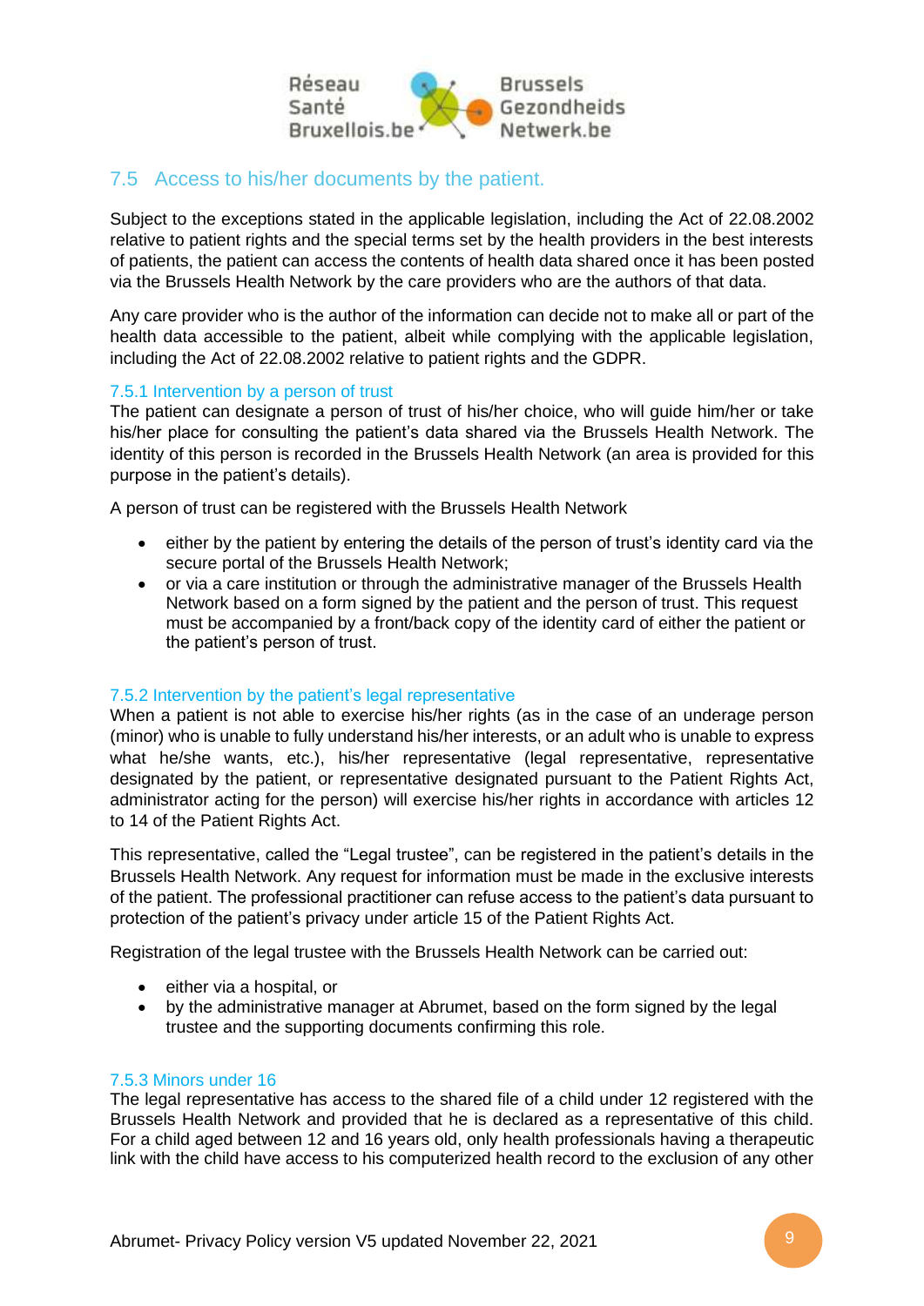## 7.5 Access to his/her documents by the patient.

Subject to the exceptions stated in the applicable legislation, including the Act of 22.08.2002 relative to patient rights and the special terms set by the health providers in the best interests of patients, the patient can access the contents of health data shared once it has been posted via the Brussels Health Network by the care providers who are the authors of that data.

Any care provider who is the author of the information can decide not to make all or part of the health data accessible to the patient, albeit while complying with the applicable legislation, including the Act of 22.08.2002 relative to patient rights and the GDPR.

### 7.5.1 Intervention by a person of trust

The patient can designate a person of trust of his/her choice, who will guide him/her or take his/her place for consulting the patient's data shared via the Brussels Health Network. The identity of this person is recorded in the Brussels Health Network (an area is provided for this purpose in the patient's details).

A person of trust can be registered with the Brussels Health Network

- either by the patient by entering the details of the person of trust's identity card via the secure portal of the Brussels Health Network;
- or via a care institution or through the administrative manager of the Brussels Health Network based on a form signed by the patient and the person of trust. This request must be accompanied by a front/back copy of the identity card of either the patient or the patient's person of trust.

### 7.5.2 Intervention by the patient's legal representative

When a patient is not able to exercise his/her rights (as in the case of an underage person (minor) who is unable to fully understand his/her interests, or an adult who is unable to express what he/she wants, etc.), his/her representative (legal representative, representative designated by the patient, or representative designated pursuant to the Patient Rights Act, administrator acting for the person) will exercise his/her rights in accordance with articles 12 to 14 of the Patient Rights Act.

This representative, called the "Legal trustee", can be registered in the patient's details in the Brussels Health Network. Any request for information must be made in the exclusive interests of the patient. The professional practitioner can refuse access to the patient's data pursuant to protection of the patient's privacy under article 15 of the Patient Rights Act.

Registration of the legal trustee with the Brussels Health Network can be carried out:

- either via a hospital, or
- by the administrative manager at Abrumet, based on the form signed by the legal trustee and the supporting documents confirming this role.

### 7.5.3 Minors under 16

The legal representative has access to the shared file of a child under 12 registered with the Brussels Health Network and provided that he is declared as a representative of this child. For a child aged between 12 and 16 years old, only health professionals having a therapeutic link with the child have access to his computerized health record to the exclusion of any other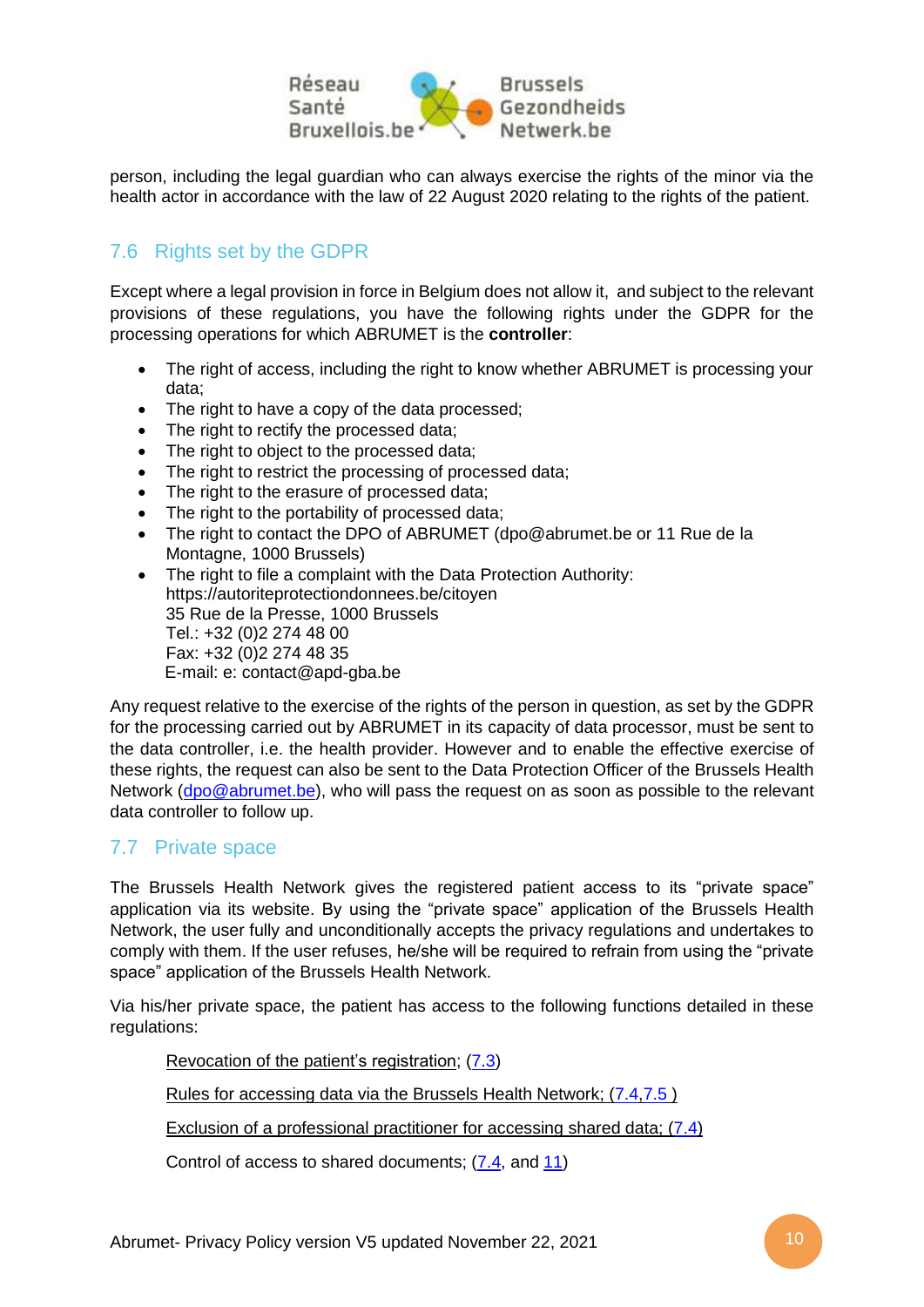person, including the legal guardian who can always exercise the rights of the minor via the health actor in accordance with the law of 22 August 2020 relating to the rights of the patient.

## 7.6 Rights set by the GDPR

Except where a legal provision in force in Belgium does not allow it, and subject to the relevant provisions of these regulations, you have the following rights under the GDPR for the processing operations for which ABRUMET is the **controller**:

- The right of access, including the right to know whether ABRUMET is processing your data;
- The right to have a copy of the data processed;
- The right to rectify the processed data;
- The right to object to the processed data;
- The right to restrict the processing of processed data;
- The right to the erasure of processed data;
- The right to the portability of processed data;
- The right to contact the DPO of ABRUMET (dpo@abrumet.be or 11 Rue de la Montagne, 1000 Brussels)
- The right to file a complaint with the Data Protection Authority:
  https://autoriteprotectiondonnees.be/citoyen
  35 Rue de la Presse, 1000 Brussels
  Tel.: +32 (0)2 274 48 00
  Fax: +32 (0)2 274 48 35
  E-mail: e: contact@apd-gba.be

Any request relative to the exercise of the rights of the person in question, as set by the GDPR for the processing carried out by ABRUMET in its capacity of data processor, must be sent to the data controller, i.e. the health provider. However and to enable the effective exercise of these rights, the request can also be sent to the Data Protection Officer of the Brussels Health Network (dpo@abrumet.be), who will pass the request on as soon as possible to the relevant data controller to follow up.

## 7.7 Private space

The Brussels Health Network gives the registered patient access to its "private space" application via its website. By using the "private space" application of the Brussels Health Network, the user fully and unconditionally accepts the privacy regulations and undertakes to comply with them. If the user refuses, he/she will be required to refrain from using the "private space" application of the Brussels Health Network.

Via his/her private space, the patient has access to the following functions detailed in these regulations:

Revocation of the patient's registration; (7.3)

Rules for accessing data via the Brussels Health Network; (7.4,7.5 )

Exclusion of a professional practitioner for accessing shared data; (7.4)

Control of access to shared documents; (7.4, and 11)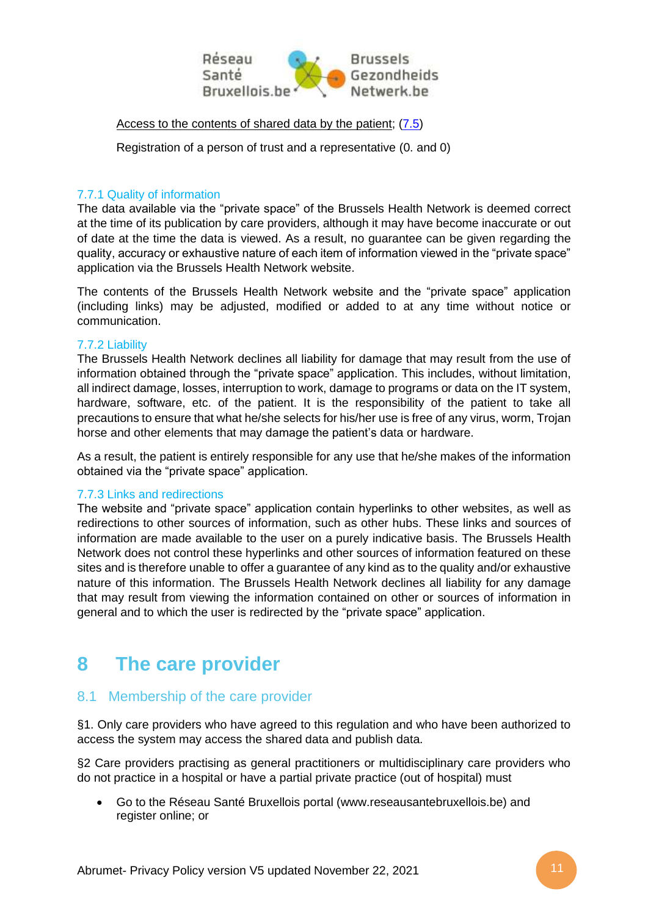Access to the contents of shared data by the patient; (7.5)

Registration of a person of trust and a representative (0. and 0)

### 7.7.1 Quality of information

The data available via the "private space" of the Brussels Health Network is deemed correct at the time of its publication by care providers, although it may have become inaccurate or out of date at the time the data is viewed. As a result, no guarantee can be given regarding the quality, accuracy or exhaustive nature of each item of information viewed in the "private space" application via the Brussels Health Network website.

The contents of the Brussels Health Network website and the "private space" application (including links) may be adjusted, modified or added to at any time without notice or communication.

### 7.7.2 Liability

The Brussels Health Network declines all liability for damage that may result from the use of information obtained through the "private space" application. This includes, without limitation, all indirect damage, losses, interruption to work, damage to programs or data on the IT system, hardware, software, etc. of the patient. It is the responsibility of the patient to take all precautions to ensure that what he/she selects for his/her use is free of any virus, worm, Trojan horse and other elements that may damage the patient's data or hardware.

As a result, the patient is entirely responsible for any use that he/she makes of the information obtained via the "private space" application.

### 7.7.3 Links and redirections

The website and "private space" application contain hyperlinks to other websites, as well as redirections to other sources of information, such as other hubs. These links and sources of information are made available to the user on a purely indicative basis. The Brussels Health Network does not control these hyperlinks and other sources of information featured on these sites and is therefore unable to offer a guarantee of any kind as to the quality and/or exhaustive nature of this information. The Brussels Health Network declines all liability for any damage that may result from viewing the information contained on other or sources of information in general and to which the user is redirected by the "private space" application.

# 8 The care provider

## 8.1 Membership of the care provider

§1. Only care providers who have agreed to this regulation and who have been authorized to access the system may access the shared data and publish data.

§2 Care providers practising as general practitioners or multidisciplinary care providers who do not practice in a hospital or have a partial private practice (out of hospital) must

- Go to the Réseau Santé Bruxellois portal (www.reseausantebruxellois.be) and register online; or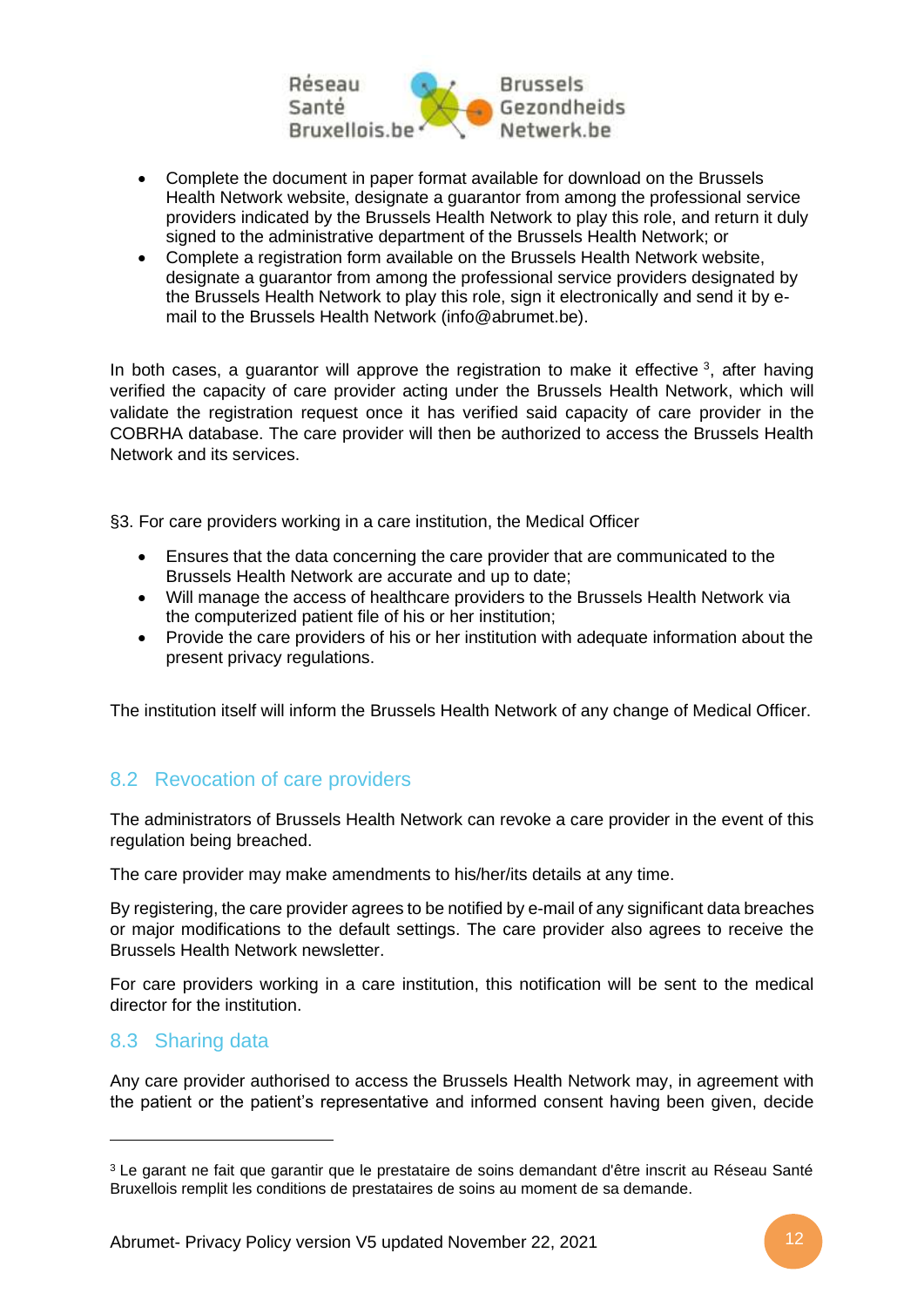- Complete the document in paper format available for download on the Brussels Health Network website, designate a guarantor from among the professional service providers indicated by the Brussels Health Network to play this role, and return it duly signed to the administrative department of the Brussels Health Network; or
- Complete a registration form available on the Brussels Health Network website, designate a guarantor from among the professional service providers designated by the Brussels Health Network to play this role, sign it electronically and send it by e-mail to the Brussels Health Network (info@abrumet.be).

In both cases, a guarantor will approve the registration to make it effective [3], after having verified the capacity of care provider acting under the Brussels Health Network, which will validate the registration request once it has verified said capacity of care provider in the COBRHA database. The care provider will then be authorized to access the Brussels Health Network and its services.

§3. For care providers working in a care institution, the Medical Officer

- Ensures that the data concerning the care provider that are communicated to the Brussels Health Network are accurate and up to date;
- Will manage the access of healthcare providers to the Brussels Health Network via the computerized patient file of his or her institution;
- Provide the care providers of his or her institution with adequate information about the present privacy regulations.

The institution itself will inform the Brussels Health Network of any change of Medical Officer.

## 8.2 Revocation of care providers

The administrators of Brussels Health Network can revoke a care provider in the event of this regulation being breached.

The care provider may make amendments to his/her/its details at any time.

By registering, the care provider agrees to be notified by e-mail of any significant data breaches or major modifications to the default settings. The care provider also agrees to receive the Brussels Health Network newsletter.

For care providers working in a care institution, this notification will be sent to the medical director for the institution.

## 8.3 Sharing data

Any care provider authorised to access the Brussels Health Network may, in agreement with the patient or the patient's representative and informed consent having been given, decide

---

[3] Le garant ne fait que garantir que le prestataire de soins demandant d'être inscrit au Réseau Santé Bruxellois remplit les conditions de prestataires de soins au moment de sa demande.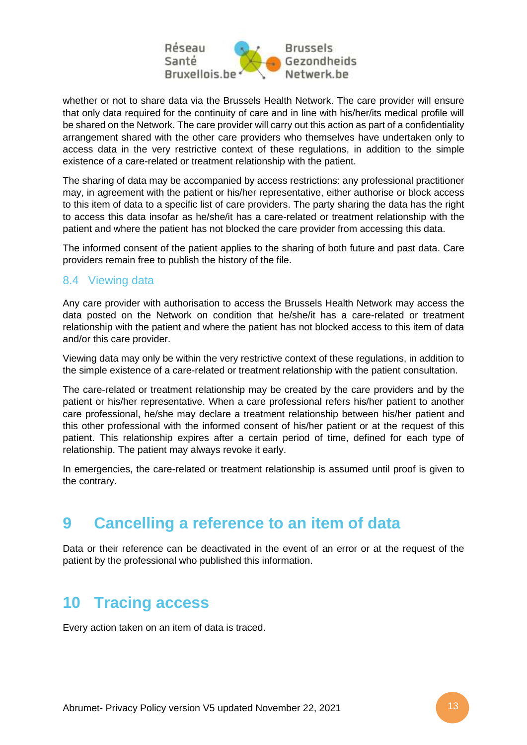whether or not to share data via the Brussels Health Network. The care provider will ensure that only data required for the continuity of care and in line with his/her/its medical profile will be shared on the Network. The care provider will carry out this action as part of a confidentiality arrangement shared with the other care providers who themselves have undertaken only to access data in the very restrictive context of these regulations, in addition to the simple existence of a care-related or treatment relationship with the patient.

The sharing of data may be accompanied by access restrictions: any professional practitioner may, in agreement with the patient or his/her representative, either authorise or block access to this item of data to a specific list of care providers. The party sharing the data has the right to access this data insofar as he/she/it has a care-related or treatment relationship with the patient and where the patient has not blocked the care provider from accessing this data.

The informed consent of the patient applies to the sharing of both future and past data. Care providers remain free to publish the history of the file.

### 8.4 Viewing data

Any care provider with authorisation to access the Brussels Health Network may access the data posted on the Network on condition that he/she/it has a care-related or treatment relationship with the patient and where the patient has not blocked access to this item of data and/or this care provider.

Viewing data may only be within the very restrictive context of these regulations, in addition to the simple existence of a care-related or treatment relationship with the patient consultation.

The care-related or treatment relationship may be created by the care providers and by the patient or his/her representative. When a care professional refers his/her patient to another care professional, he/she may declare a treatment relationship between his/her patient and this other professional with the informed consent of his/her patient or at the request of this patient. This relationship expires after a certain period of time, defined for each type of relationship. The patient may always revoke it early.

In emergencies, the care-related or treatment relationship is assumed until proof is given to the contrary.

# 9 Cancelling a reference to an item of data

Data or their reference can be deactivated in the event of an error or at the request of the patient by the professional who published this information.

# 10 Tracing access

Every action taken on an item of data is traced.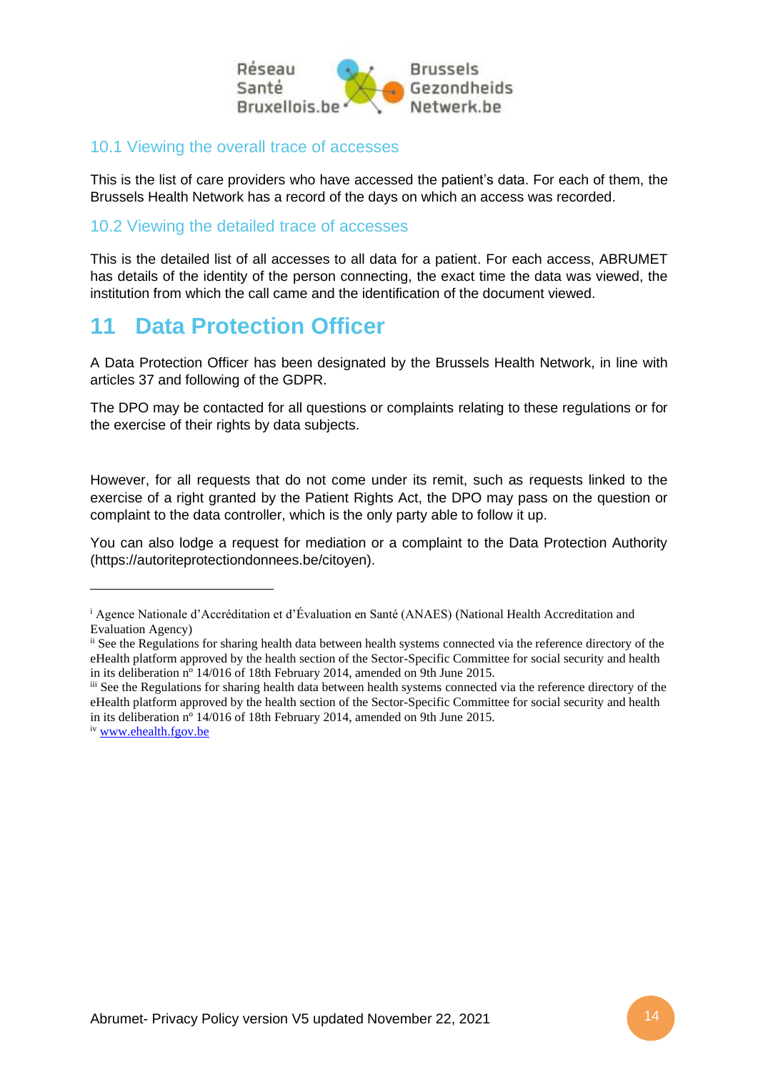### 10.1 Viewing the overall trace of accesses

This is the list of care providers who have accessed the patient's data. For each of them, the Brussels Health Network has a record of the days on which an access was recorded.

### 10.2 Viewing the detailed trace of accesses

This is the detailed list of all accesses to all data for a patient. For each access, ABRUMET has details of the identity of the person connecting, the exact time the data was viewed, the institution from which the call came and the identification of the document viewed.

## 11 Data Protection Officer

A Data Protection Officer has been designated by the Brussels Health Network, in line with articles 37 and following of the GDPR.

The DPO may be contacted for all questions or complaints relating to these regulations or for the exercise of their rights by data subjects.

However, for all requests that do not come under its remit, such as requests linked to the exercise of a right granted by the Patient Rights Act, the DPO may pass on the question or complaint to the data controller, which is the only party able to follow it up.

You can also lodge a request for mediation or a complaint to the Data Protection Authority (https://autoriteprotectiondonnees.be/citoyen).

---

[i] Agence Nationale d'Accréditation et d'Évaluation en Santé (ANAES) (National Health Accreditation and Evaluation Agency)

[ii] See the Regulations for sharing health data between health systems connected via the reference directory of the eHealth platform approved by the health section of the Sector-Specific Committee for social security and health in its deliberation nº 14/016 of 18th February 2014, amended on 9th June 2015.

[iii] See the Regulations for sharing health data between health systems connected via the reference directory of the eHealth platform approved by the health section of the Sector-Specific Committee for social security and health in its deliberation nº 14/016 of 18th February 2014, amended on 9th June 2015.

[iv] www.ehealth.fgov.be